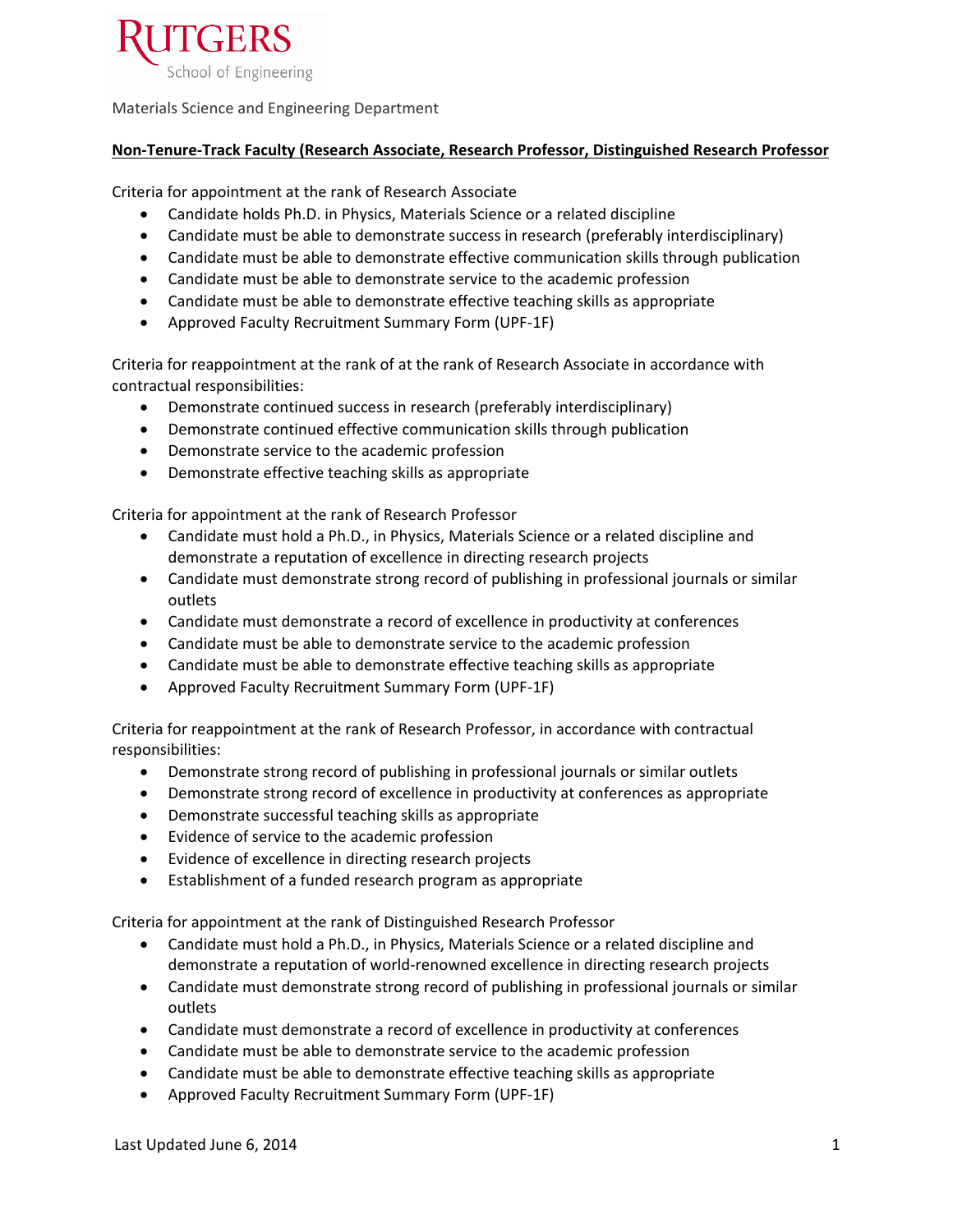RUTGERS
School of Engineering

Materials Science and Engineering Department

**Non-Tenure-Track Faculty (Research Associate, Research Professor, Distinguished Research Professor**

Criteria for appointment at the rank of Research Associate

- Candidate holds Ph.D. in Physics, Materials Science or a related discipline
- Candidate must be able to demonstrate success in research (preferably interdisciplinary)
- Candidate must be able to demonstrate effective communication skills through publication
- Candidate must be able to demonstrate service to the academic profession
- Candidate must be able to demonstrate effective teaching skills as appropriate
- Approved Faculty Recruitment Summary Form (UPF-1F)

Criteria for reappointment at the rank of at the rank of Research Associate in accordance with contractual responsibilities:

- Demonstrate continued success in research (preferably interdisciplinary)
- Demonstrate continued effective communication skills through publication
- Demonstrate service to the academic profession
- Demonstrate effective teaching skills as appropriate

Criteria for appointment at the rank of Research Professor

- Candidate must hold a Ph.D., in Physics, Materials Science or a related discipline and demonstrate a reputation of excellence in directing research projects
- Candidate must demonstrate strong record of publishing in professional journals or similar outlets
- Candidate must demonstrate a record of excellence in productivity at conferences
- Candidate must be able to demonstrate service to the academic profession
- Candidate must be able to demonstrate effective teaching skills as appropriate
- Approved Faculty Recruitment Summary Form (UPF-1F)

Criteria for reappointment at the rank of Research Professor, in accordance with contractual responsibilities:

- Demonstrate strong record of publishing in professional journals or similar outlets
- Demonstrate strong record of excellence in productivity at conferences as appropriate
- Demonstrate successful teaching skills as appropriate
- Evidence of service to the academic profession
- Evidence of excellence in directing research projects
- Establishment of a funded research program as appropriate

Criteria for appointment at the rank of Distinguished Research Professor

- Candidate must hold a Ph.D., in Physics, Materials Science or a related discipline and demonstrate a reputation of world-renowned excellence in directing research projects
- Candidate must demonstrate strong record of publishing in professional journals or similar outlets
- Candidate must demonstrate a record of excellence in productivity at conferences
- Candidate must be able to demonstrate service to the academic profession
- Candidate must be able to demonstrate effective teaching skills as appropriate
- Approved Faculty Recruitment Summary Form (UPF-1F)

Last Updated June 6, 2014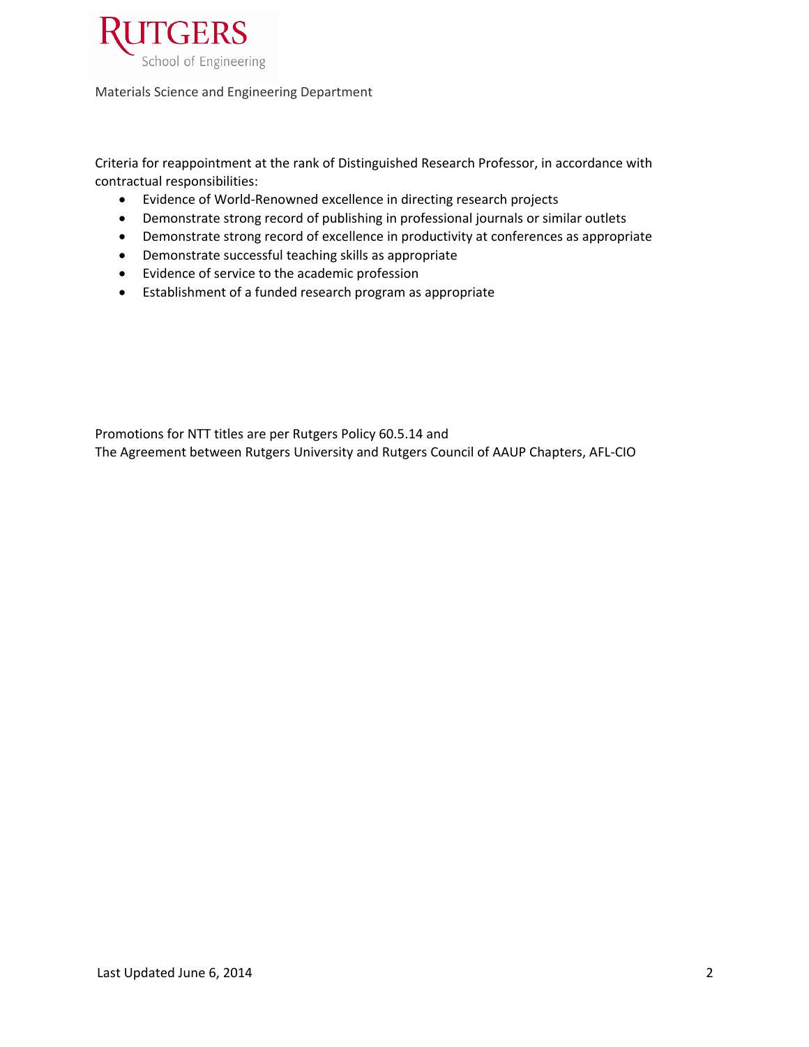RUTGERS
School of Engineering

Materials Science and Engineering Department

Criteria for reappointment at the rank of Distinguished Research Professor, in accordance with contractual responsibilities:

- Evidence of World-Renowned excellence in directing research projects
- Demonstrate strong record of publishing in professional journals or similar outlets
- Demonstrate strong record of excellence in productivity at conferences as appropriate
- Demonstrate successful teaching skills as appropriate
- Evidence of service to the academic profession
- Establishment of a funded research program as appropriate

Promotions for NTT titles are per Rutgers Policy 60.5.14 and
The Agreement between Rutgers University and Rutgers Council of AAUP Chapters, AFL-CIO

Last Updated June 6, 2014